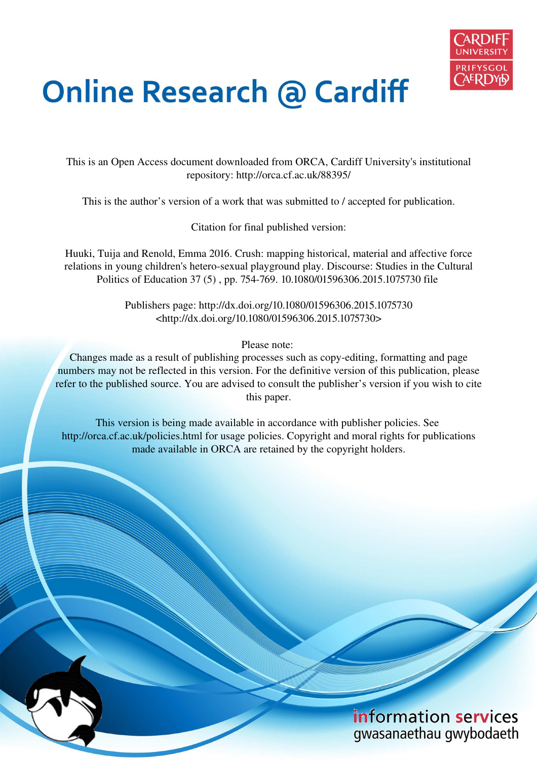# Online Research @ Cardiff

This is an Open Access document downloaded from ORCA, Cardiff University's institutional repository: http://orca.cf.ac.uk/88395/

This is the author's version of a work that was submitted to / accepted for publication.

Citation for final published version:

Huuki, Tuija and Renold, Emma 2016. Crush: mapping historical, material and affective force relations in young children's hetero-sexual playground play. Discourse: Studies in the Cultural Politics of Education 37 (5) , pp. 754-769. 10.1080/01596306.2015.1075730 file

Publishers page: http://dx.doi.org/10.1080/01596306.2015.1075730 <http://dx.doi.org/10.1080/01596306.2015.1075730>

Please note:
Changes made as a result of publishing processes such as copy-editing, formatting and page numbers may not be reflected in this version. For the definitive version of this publication, please refer to the published source. You are advised to consult the publisher's version if you wish to cite this paper.

This version is being made available in accordance with publisher policies. See http://orca.cf.ac.uk/policies.html for usage policies. Copyright and moral rights for publications made available in ORCA are retained by the copyright holders.

information services
gwasanaethau gwybodaeth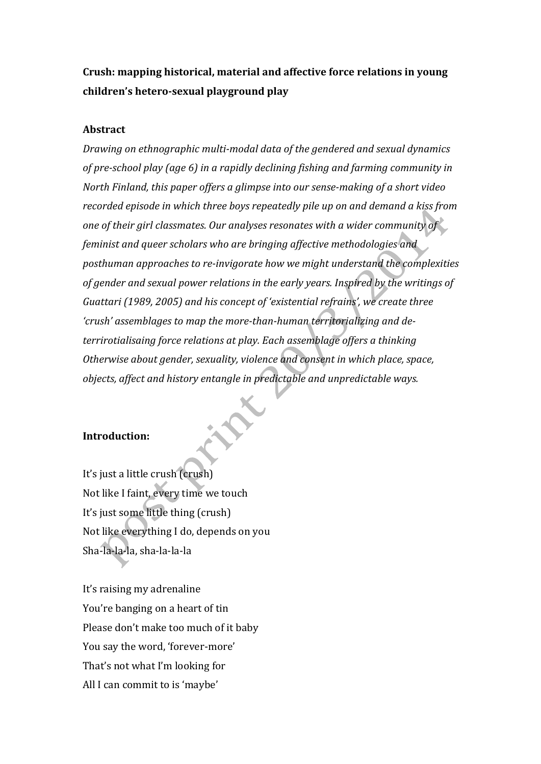**Crush: mapping historical, material and affective force relations in young children's hetero-sexual playground play**

**Abstract**

*Drawing on ethnographic multi-modal data of the gendered and sexual dynamics of pre-school play (age 6) in a rapidly declining fishing and farming community in North Finland, this paper offers a glimpse into our sense-making of a short video recorded episode in which three boys repeatedly pile up on and demand a kiss from one of their girl classmates. Our analyses resonates with a wider community of feminist and queer scholars who are bringing affective methodologies and posthuman approaches to re-invigorate how we might understand the complexities of gender and sexual power relations in the early years. Inspired by the writings of Guattari (1989, 2005) and his concept of 'existential refrains', we create three 'crush' assemblages to map the more-than-human territorializing and de-terrirotialisaing force relations at play. Each assemblage offers a thinking Otherwise about gender, sexuality, violence and consent in which place, space, objects, affect and history entangle in predictable and unpredictable ways.*

**Introduction:**

It's just a little crush (crush)
Not like I faint, every time we touch
It's just some little thing (crush)
Not like everything I do, depends on you
Sha-la-la-la, sha-la-la-la

It's raising my adrenaline
You're banging on a heart of tin
Please don't make too much of it baby
You say the word, 'forever-more'
That's not what I'm looking for
All I can commit to is 'maybe'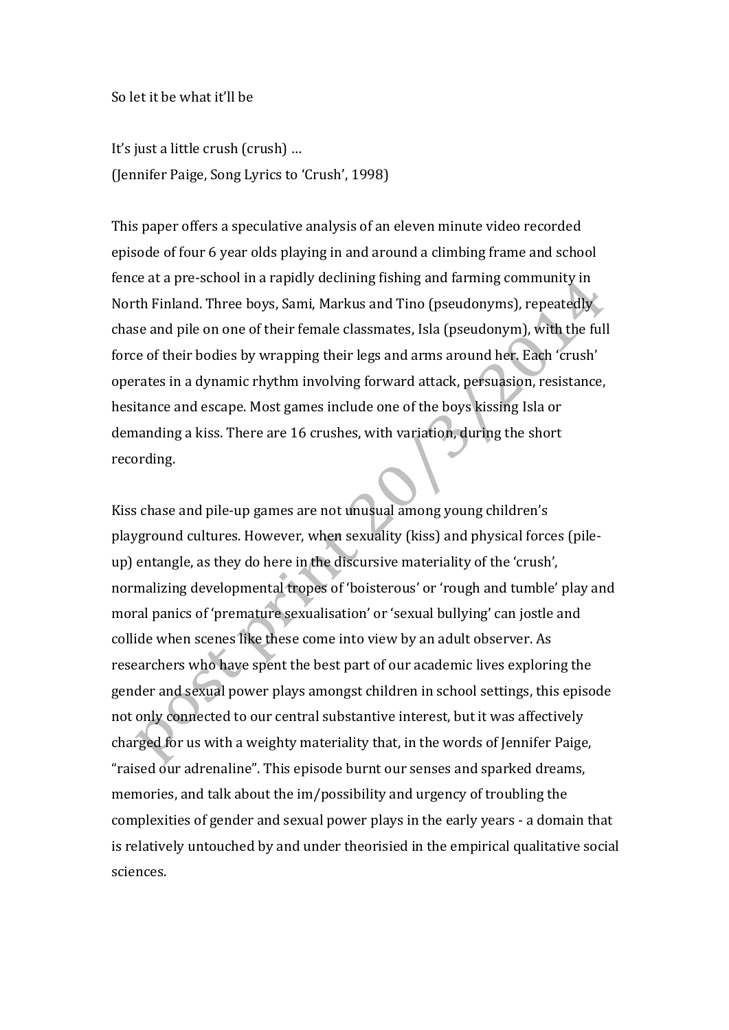So let it be what it'll be

It's just a little crush (crush) …
(Jennifer Paige, Song Lyrics to 'Crush', 1998)

This paper offers a speculative analysis of an eleven minute video recorded episode of four 6 year olds playing in and around a climbing frame and school fence at a pre-school in a rapidly declining fishing and farming community in North Finland. Three boys, Sami, Markus and Tino (pseudonyms), repeatedly chase and pile on one of their female classmates, Isla (pseudonym), with the full force of their bodies by wrapping their legs and arms around her. Each 'crush' operates in a dynamic rhythm involving forward attack, persuasion, resistance, hesitance and escape. Most games include one of the boys kissing Isla or demanding a kiss. There are 16 crushes, with variation, during the short recording.

Kiss chase and pile-up games are not unusual among young children's playground cultures. However, when sexuality (kiss) and physical forces (pile-up) entangle, as they do here in the discursive materiality of the 'crush', normalizing developmental tropes of 'boisterous' or 'rough and tumble' play and moral panics of 'premature sexualisation' or 'sexual bullying' can jostle and collide when scenes like these come into view by an adult observer. As researchers who have spent the best part of our academic lives exploring the gender and sexual power plays amongst children in school settings, this episode not only connected to our central substantive interest, but it was affectively charged for us with a weighty materiality that, in the words of Jennifer Paige, "raised our adrenaline". This episode burnt our senses and sparked dreams, memories, and talk about the im/possibility and urgency of troubling the complexities of gender and sexual power plays in the early years - a domain that is relatively untouched by and under theorisied in the empirical qualitative social sciences.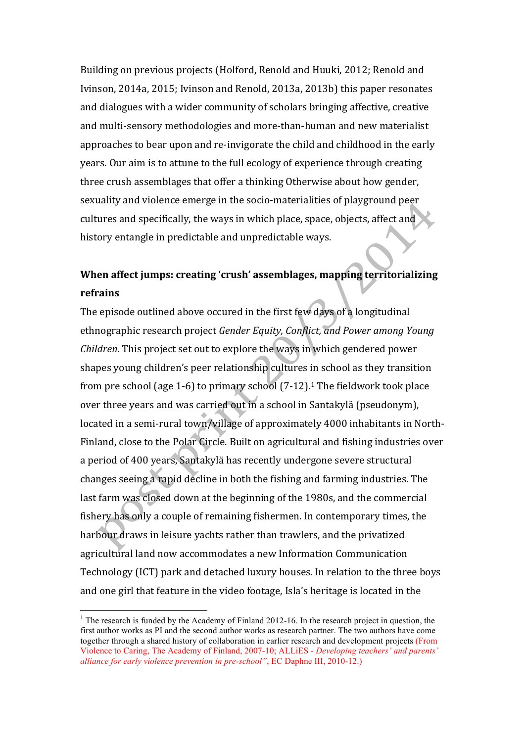Building on previous projects (Holford, Renold and Huuki, 2012; Renold and Ivinson, 2014a, 2015; Ivinson and Renold, 2013a, 2013b) this paper resonates and dialogues with a wider community of scholars bringing affective, creative and multi-sensory methodologies and more-than-human and new materialist approaches to bear upon and re-invigorate the child and childhood in the early years. Our aim is to attune to the full ecology of experience through creating three crush assemblages that offer a thinking Otherwise about how gender, sexuality and violence emerge in the socio-materialities of playground peer cultures and specifically, the ways in which place, space, objects, affect and history entangle in predictable and unpredictable ways.

## When affect jumps: creating 'crush' assemblages, mapping territorializing refrains

The episode outlined above occured in the first few days of a longitudinal ethnographic research project *Gender Equity, Conflict, and Power among Young Children.* This project set out to explore the ways in which gendered power shapes young children's peer relationship cultures in school as they transition from pre school (age 1-6) to primary school (7-12).[1] The fieldwork took place over three years and was carried out in a school in Santakylä (pseudonym), located in a semi-rural town/village of approximately 4000 inhabitants in North-Finland, close to the Polar Circle. Built on agricultural and fishing industries over a period of 400 years, Santakylä has recently undergone severe structural changes seeing a rapid decline in both the fishing and farming industries. The last farm was closed down at the beginning of the 1980s, and the commercial fishery has only a couple of remaining fishermen. In contemporary times, the harbour draws in leisure yachts rather than trawlers, and the privatized agricultural land now accommodates a new Information Communication Technology (ICT) park and detached luxury houses. In relation to the three boys and one girl that feature in the video footage, Isla's heritage is located in the

---

[1] The research is funded by the Academy of Finland 2012-16. In the research project in question, the first author works as PI and the second author works as research partner. The two authors have come together through a shared history of collaboration in earlier research and development projects (From Violence to Caring, The Academy of Finland, 2007-10; ALLiES - *Developing teachers' and parents' alliance for early violence prevention in pre-school"*, EC Daphne III, 2010-12.)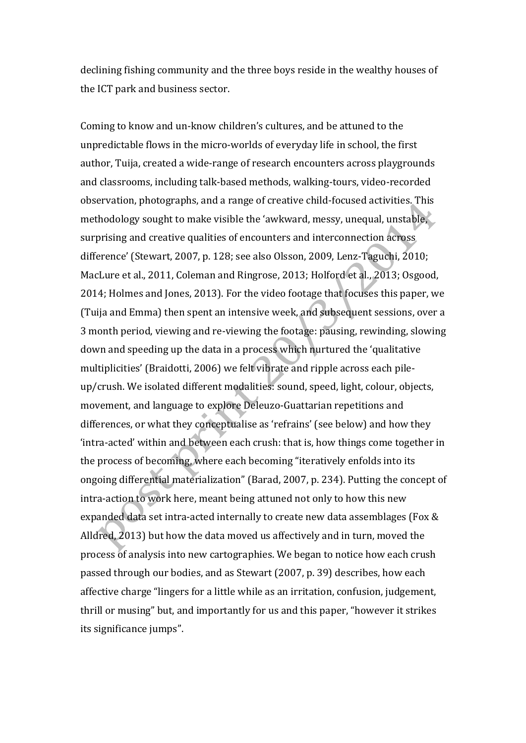declining fishing community and the three boys reside in the wealthy houses of the ICT park and business sector.

Coming to know and un-know children's cultures, and be attuned to the unpredictable flows in the micro-worlds of everyday life in school, the first author, Tuija, created a wide-range of research encounters across playgrounds and classrooms, including talk-based methods, walking-tours, video-recorded observation, photographs, and a range of creative child-focused activities. This methodology sought to make visible the 'awkward, messy, unequal, unstable, surprising and creative qualities of encounters and interconnection across difference' (Stewart, 2007, p. 128; see also Olsson, 2009, Lenz-Taguchi, 2010; MacLure et al., 2011, Coleman and Ringrose, 2013; Holford et al., 2013; Osgood, 2014; Holmes and Jones, 2013). For the video footage that focuses this paper, we (Tuija and Emma) then spent an intensive week, and subsequent sessions, over a 3 month period, viewing and re-viewing the footage: pausing, rewinding, slowing down and speeding up the data in a process which nurtured the 'qualitative multiplicities' (Braidotti, 2006) we felt vibrate and ripple across each pile-up/crush. We isolated different modalities: sound, speed, light, colour, objects, movement, and language to explore Deleuzo-Guattarian repetitions and differences, or what they conceptualise as 'refrains' (see below) and how they 'intra-acted' within and between each crush: that is, how things come together in the process of becoming, where each becoming "iteratively enfolds into its ongoing differential materialization" (Barad, 2007, p. 234). Putting the concept of intra-action to work here, meant being attuned not only to how this new expanded data set intra-acted internally to create new data assemblages (Fox & Alldred, 2013) but how the data moved us affectively and in turn, moved the process of analysis into new cartographies. We began to notice how each crush passed through our bodies, and as Stewart (2007, p. 39) describes, how each affective charge "lingers for a little while as an irritation, confusion, judgement, thrill or musing" but, and importantly for us and this paper, "however it strikes its significance jumps".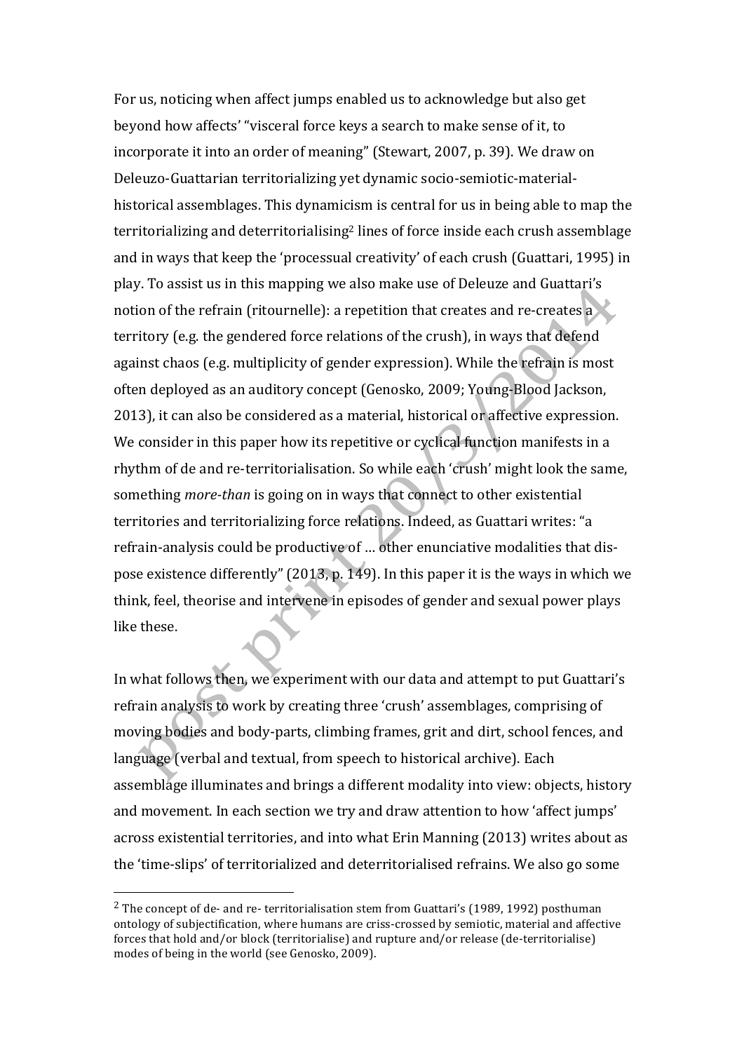For us, noticing when affect jumps enabled us to acknowledge but also get beyond how affects' "visceral force keys a search to make sense of it, to incorporate it into an order of meaning" (Stewart, 2007, p. 39). We draw on Deleuzo-Guattarian territorializing yet dynamic socio-semiotic-material-historical assemblages. This dynamicism is central for us in being able to map the territorializing and deterritorialising[2] lines of force inside each crush assemblage and in ways that keep the 'processual creativity' of each crush (Guattari, 1995) in play. To assist us in this mapping we also make use of Deleuze and Guattari's notion of the refrain (ritournelle): a repetition that creates and re-creates a territory (e.g. the gendered force relations of the crush), in ways that defend against chaos (e.g. multiplicity of gender expression). While the refrain is most often deployed as an auditory concept (Genosko, 2009; Young-Blood Jackson, 2013), it can also be considered as a material, historical or affective expression. We consider in this paper how its repetitive or cyclical function manifests in a rhythm of de and re-territorialisation. So while each 'crush' might look the same, something *more-than* is going on in ways that connect to other existential territories and territorializing force relations. Indeed, as Guattari writes: "a refrain-analysis could be productive of … other enunciative modalities that dis-pose existence differently" (2013, p. 149). In this paper it is the ways in which we think, feel, theorise and intervene in episodes of gender and sexual power plays like these.

In what follows then, we experiment with our data and attempt to put Guattari's refrain analysis to work by creating three 'crush' assemblages, comprising of moving bodies and body-parts, climbing frames, grit and dirt, school fences, and language (verbal and textual, from speech to historical archive). Each assemblage illuminates and brings a different modality into view: objects, history and movement. In each section we try and draw attention to how 'affect jumps' across existential territories, and into what Erin Manning (2013) writes about as the 'time-slips' of territorialized and deterritorialised refrains. We also go some

---

[2] The concept of de- and re- territorialisation stem from Guattari's (1989, 1992) posthuman ontology of subjectification, where humans are criss-crossed by semiotic, material and affective forces that hold and/or block (territorialise) and rupture and/or release (de-territorialise) modes of being in the world (see Genosko, 2009).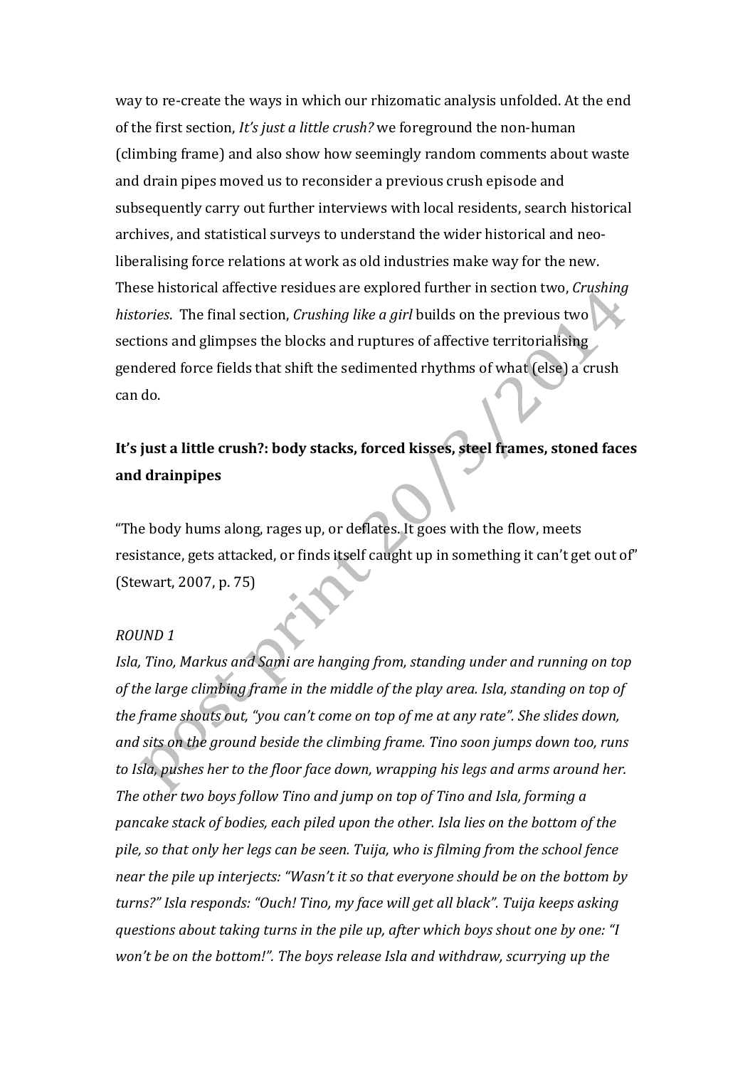way to re-create the ways in which our rhizomatic analysis unfolded. At the end of the first section, *It's just a little crush?* we foreground the non-human (climbing frame) and also show how seemingly random comments about waste and drain pipes moved us to reconsider a previous crush episode and subsequently carry out further interviews with local residents, search historical archives, and statistical surveys to understand the wider historical and neo-liberalising force relations at work as old industries make way for the new. These historical affective residues are explored further in section two, *Crushing histories*. The final section, *Crushing like a girl* builds on the previous two sections and glimpses the blocks and ruptures of affective territorialising gendered force fields that shift the sedimented rhythms of what (else) a crush can do.

## It's just a little crush?: body stacks, forced kisses, steel frames, stoned faces and drainpipes

"The body hums along, rages up, or deflates. It goes with the flow, meets resistance, gets attacked, or finds itself caught up in something it can't get out of" (Stewart, 2007, p. 75)

*ROUND 1*

*Isla, Tino, Markus and Sami are hanging from, standing under and running on top of the large climbing frame in the middle of the play area. Isla, standing on top of the frame shouts out, "you can't come on top of me at any rate". She slides down, and sits on the ground beside the climbing frame. Tino soon jumps down too, runs to Isla, pushes her to the floor face down, wrapping his legs and arms around her. The other two boys follow Tino and jump on top of Tino and Isla, forming a pancake stack of bodies, each piled upon the other. Isla lies on the bottom of the pile, so that only her legs can be seen. Tuija, who is filming from the school fence near the pile up interjects: "Wasn't it so that everyone should be on the bottom by turns?" Isla responds: "Ouch! Tino, my face will get all black". Tuija keeps asking questions about taking turns in the pile up, after which boys shout one by one: "I won't be on the bottom!". The boys release Isla and withdraw, scurrying up the*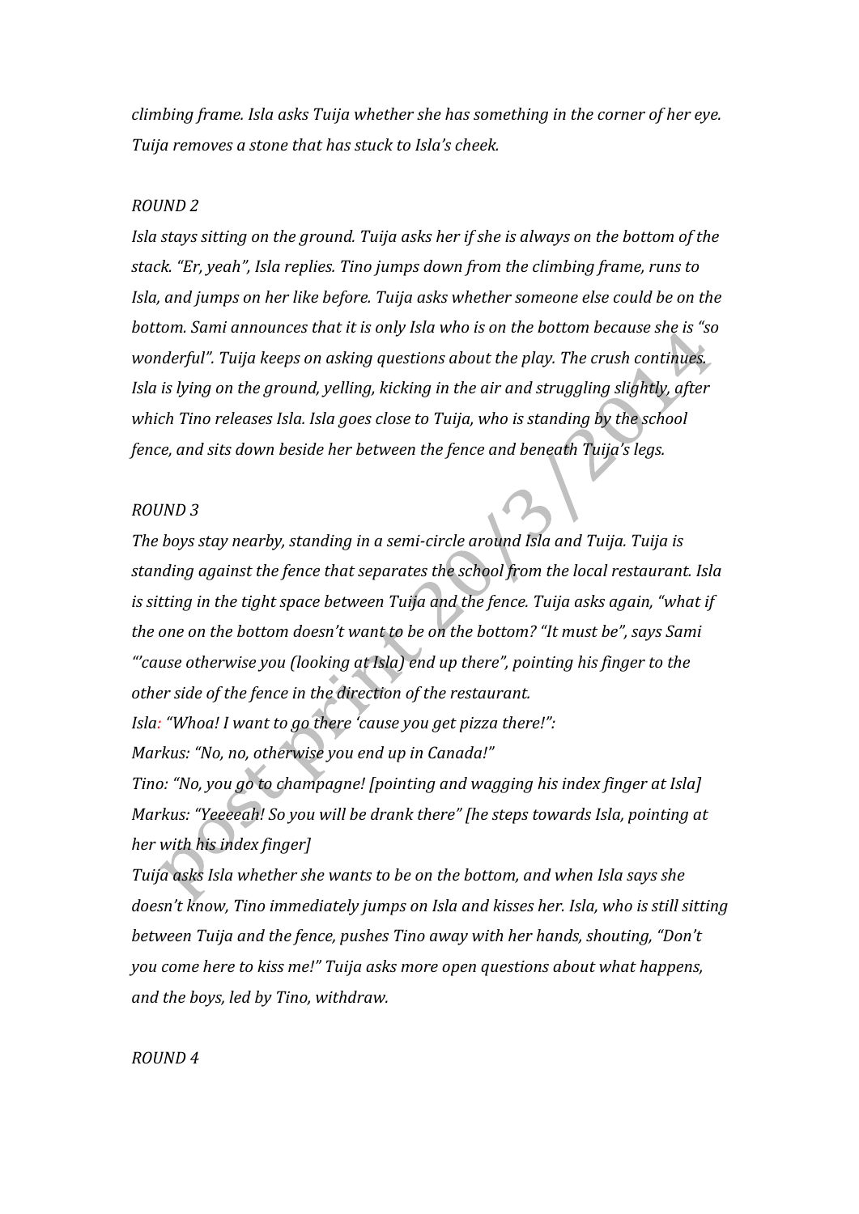*climbing frame. Isla asks Tuija whether she has something in the corner of her eye. Tuija removes a stone that has stuck to Isla's cheek.*

*ROUND 2*

*Isla stays sitting on the ground. Tuija asks her if she is always on the bottom of the stack. "Er, yeah", Isla replies. Tino jumps down from the climbing frame, runs to Isla, and jumps on her like before. Tuija asks whether someone else could be on the bottom. Sami announces that it is only Isla who is on the bottom because she is "so wonderful". Tuija keeps on asking questions about the play. The crush continues. Isla is lying on the ground, yelling, kicking in the air and struggling slightly, after which Tino releases Isla. Isla goes close to Tuija, who is standing by the school fence, and sits down beside her between the fence and beneath Tuija's legs.*

*ROUND 3*

*The boys stay nearby, standing in a semi-circle around Isla and Tuija. Tuija is standing against the fence that separates the school from the local restaurant. Isla is sitting in the tight space between Tuija and the fence. Tuija asks again, "what if the one on the bottom doesn't want to be on the bottom? "It must be", says Sami "'cause otherwise you (looking at Isla) end up there", pointing his finger to the other side of the fence in the direction of the restaurant.*

*Isla: "Whoa! I want to go there 'cause you get pizza there!":*

*Markus: "No, no, otherwise you end up in Canada!"*

*Tino: "No, you go to champagne! [pointing and wagging his index finger at Isla]*

*Markus: "Yeeeeah! So you will be drank there" [he steps towards Isla, pointing at her with his index finger]*

*Tuija asks Isla whether she wants to be on the bottom, and when Isla says she doesn't know, Tino immediately jumps on Isla and kisses her. Isla, who is still sitting between Tuija and the fence, pushes Tino away with her hands, shouting, "Don't you come here to kiss me!" Tuija asks more open questions about what happens, and the boys, led by Tino, withdraw.*

*ROUND 4*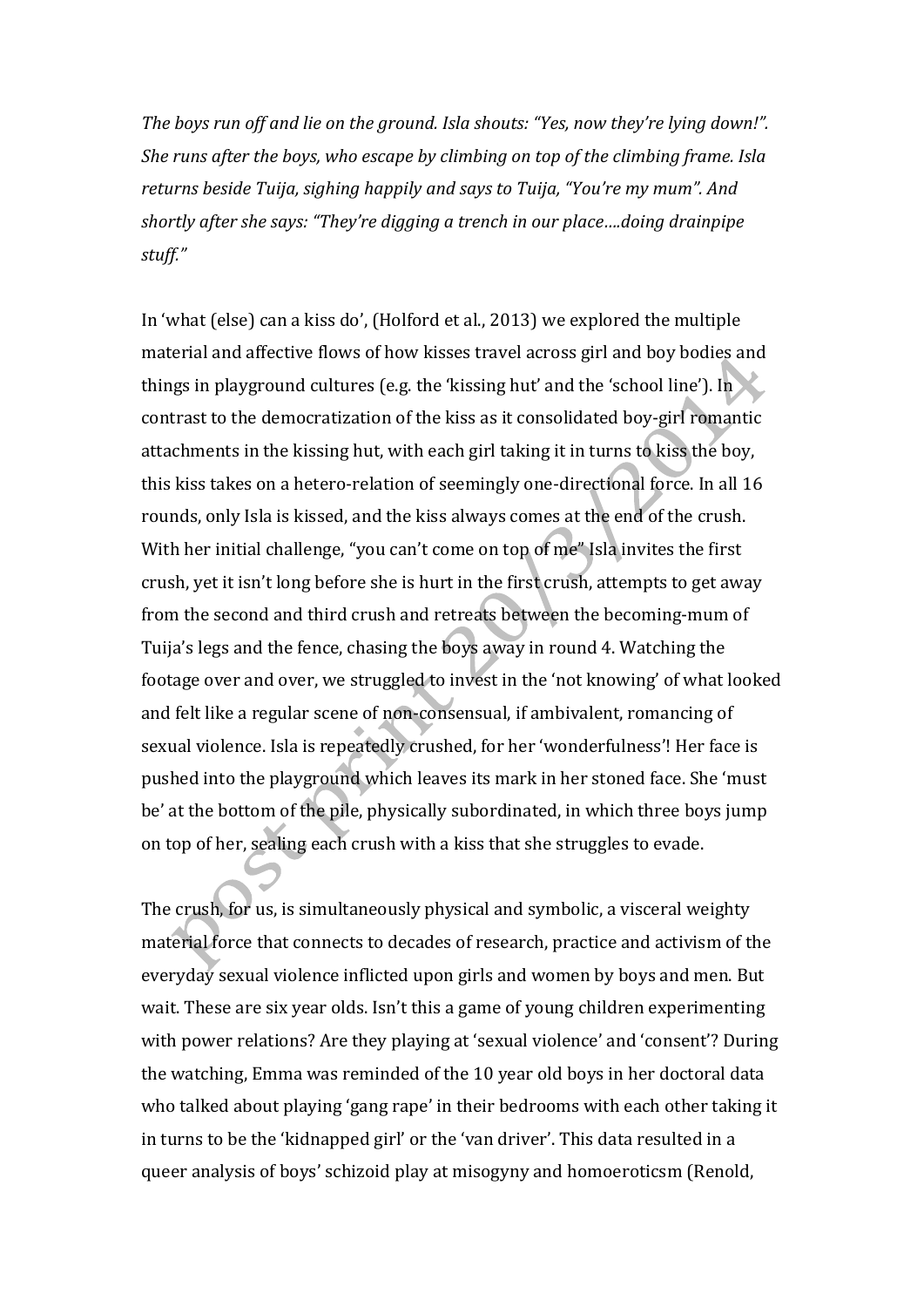*The boys run off and lie on the ground. Isla shouts: "Yes, now they're lying down!". She runs after the boys, who escape by climbing on top of the climbing frame. Isla returns beside Tuija, sighing happily and says to Tuija, "You're my mum". And shortly after she says: "They're digging a trench in our place….doing drainpipe stuff."*

In 'what (else) can a kiss do', (Holford et al., 2013) we explored the multiple material and affective flows of how kisses travel across girl and boy bodies and things in playground cultures (e.g. the 'kissing hut' and the 'school line'). In contrast to the democratization of the kiss as it consolidated boy-girl romantic attachments in the kissing hut, with each girl taking it in turns to kiss the boy, this kiss takes on a hetero-relation of seemingly one-directional force. In all 16 rounds, only Isla is kissed, and the kiss always comes at the end of the crush. With her initial challenge, "you can't come on top of me" Isla invites the first crush, yet it isn't long before she is hurt in the first crush, attempts to get away from the second and third crush and retreats between the becoming-mum of Tuija's legs and the fence, chasing the boys away in round 4. Watching the footage over and over, we struggled to invest in the 'not knowing' of what looked and felt like a regular scene of non-consensual, if ambivalent, romancing of sexual violence. Isla is repeatedly crushed, for her 'wonderfulness'! Her face is pushed into the playground which leaves its mark in her stoned face. She 'must be' at the bottom of the pile, physically subordinated, in which three boys jump on top of her, sealing each crush with a kiss that she struggles to evade.

The crush, for us, is simultaneously physical and symbolic, a visceral weighty material force that connects to decades of research, practice and activism of the everyday sexual violence inflicted upon girls and women by boys and men. But wait. These are six year olds. Isn't this a game of young children experimenting with power relations? Are they playing at 'sexual violence' and 'consent'? During the watching, Emma was reminded of the 10 year old boys in her doctoral data who talked about playing 'gang rape' in their bedrooms with each other taking it in turns to be the 'kidnapped girl' or the 'van driver'. This data resulted in a queer analysis of boys' schizoid play at misogyny and homoeroticsm (Renold,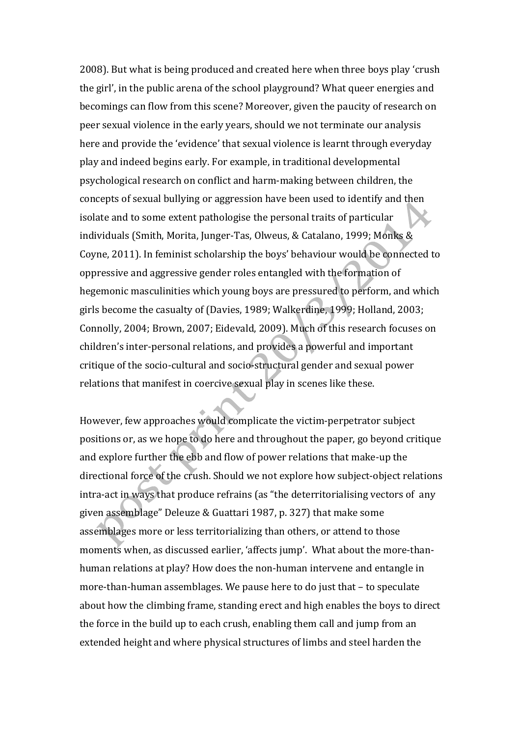2008). But what is being produced and created here when three boys play 'crush the girl', in the public arena of the school playground? What queer energies and becomings can flow from this scene? Moreover, given the paucity of research on peer sexual violence in the early years, should we not terminate our analysis here and provide the 'evidence' that sexual violence is learnt through everyday play and indeed begins early. For example, in traditional developmental psychological research on conflict and harm-making between children, the concepts of sexual bullying or aggression have been used to identify and then isolate and to some extent pathologise the personal traits of particular individuals (Smith, Morita, Junger-Tas, Olweus, & Catalano, 1999; Monks & Coyne, 2011). In feminist scholarship the boys' behaviour would be connected to oppressive and aggressive gender roles entangled with the formation of hegemonic masculinities which young boys are pressured to perform, and which girls become the casualty of (Davies, 1989; Walkerdine, 1999; Holland, 2003; Connolly, 2004; Brown, 2007; Eidevald, 2009). Much of this research focuses on children's inter-personal relations, and provides a powerful and important critique of the socio-cultural and socio-structural gender and sexual power relations that manifest in coercive sexual play in scenes like these.

However, few approaches would complicate the victim-perpetrator subject positions or, as we hope to do here and throughout the paper, go beyond critique and explore further the ebb and flow of power relations that make-up the directional force of the crush. Should we not explore how subject-object relations intra-act in ways that produce refrains (as "the deterritorialising vectors of any given assemblage" Deleuze & Guattari 1987, p. 327) that make some assemblages more or less territorializing than others, or attend to those moments when, as discussed earlier, 'affects jump'. What about the more-than-human relations at play? How does the non-human intervene and entangle in more-than-human assemblages. We pause here to do just that – to speculate about how the climbing frame, standing erect and high enables the boys to direct the force in the build up to each crush, enabling them call and jump from an extended height and where physical structures of limbs and steel harden the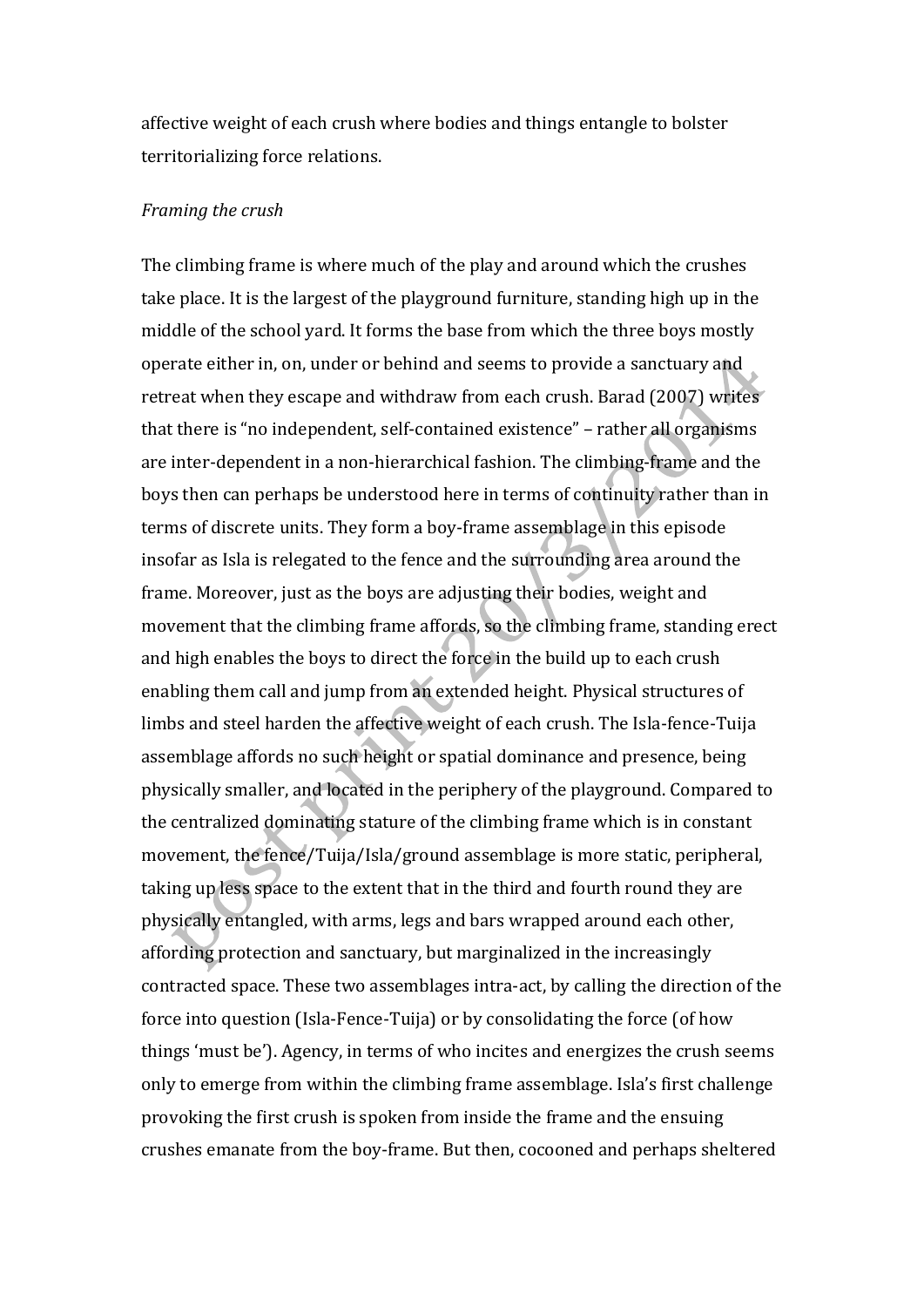affective weight of each crush where bodies and things entangle to bolster territorializing force relations.

*Framing the crush*

The climbing frame is where much of the play and around which the crushes take place. It is the largest of the playground furniture, standing high up in the middle of the school yard. It forms the base from which the three boys mostly operate either in, on, under or behind and seems to provide a sanctuary and retreat when they escape and withdraw from each crush. Barad (2007) writes that there is "no independent, self-contained existence" – rather all organisms are inter-dependent in a non-hierarchical fashion. The climbing-frame and the boys then can perhaps be understood here in terms of continuity rather than in terms of discrete units. They form a boy-frame assemblage in this episode insofar as Isla is relegated to the fence and the surrounding area around the frame. Moreover, just as the boys are adjusting their bodies, weight and movement that the climbing frame affords, so the climbing frame, standing erect and high enables the boys to direct the force in the build up to each crush enabling them call and jump from an extended height. Physical structures of limbs and steel harden the affective weight of each crush. The Isla-fence-Tuija assemblage affords no such height or spatial dominance and presence, being physically smaller, and located in the periphery of the playground. Compared to the centralized dominating stature of the climbing frame which is in constant movement, the fence/Tuija/Isla/ground assemblage is more static, peripheral, taking up less space to the extent that in the third and fourth round they are physically entangled, with arms, legs and bars wrapped around each other, affording protection and sanctuary, but marginalized in the increasingly contracted space. These two assemblages intra-act, by calling the direction of the force into question (Isla-Fence-Tuija) or by consolidating the force (of how things 'must be'). Agency, in terms of who incites and energizes the crush seems only to emerge from within the climbing frame assemblage. Isla's first challenge provoking the first crush is spoken from inside the frame and the ensuing crushes emanate from the boy-frame. But then, cocooned and perhaps sheltered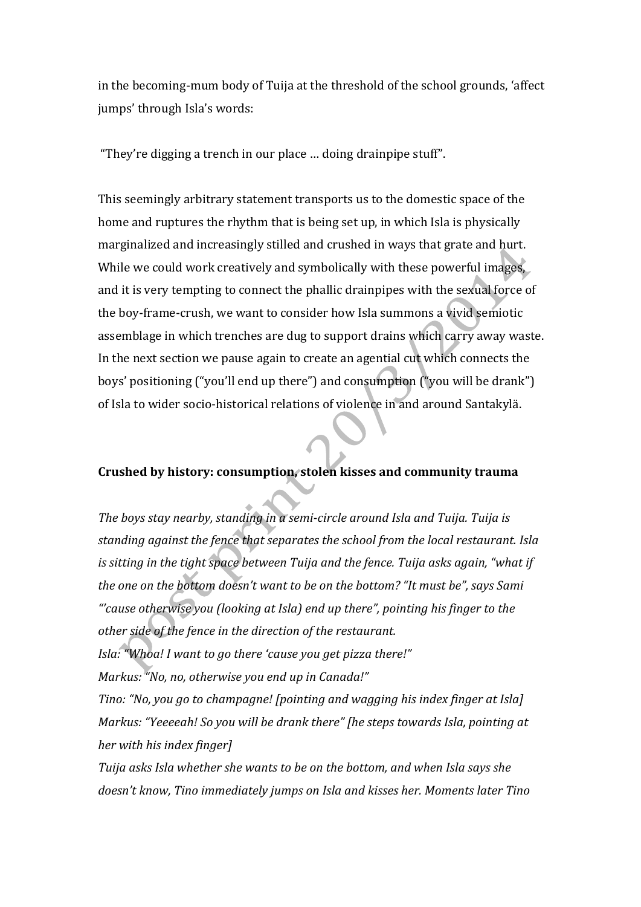in the becoming-mum body of Tuija at the threshold of the school grounds, 'affect jumps' through Isla's words:

"They're digging a trench in our place … doing drainpipe stuff".

This seemingly arbitrary statement transports us to the domestic space of the home and ruptures the rhythm that is being set up, in which Isla is physically marginalized and increasingly stilled and crushed in ways that grate and hurt. While we could work creatively and symbolically with these powerful images, and it is very tempting to connect the phallic drainpipes with the sexual force of the boy-frame-crush, we want to consider how Isla summons a vivid semiotic assemblage in which trenches are dug to support drains which carry away waste. In the next section we pause again to create an agential cut which connects the boys' positioning ("you'll end up there") and consumption ("you will be drank") of Isla to wider socio-historical relations of violence in and around Santakylä.

**Crushed by history: consumption, stolen kisses and community trauma**

*The boys stay nearby, standing in a semi-circle around Isla and Tuija. Tuija is standing against the fence that separates the school from the local restaurant. Isla is sitting in the tight space between Tuija and the fence. Tuija asks again, "what if the one on the bottom doesn't want to be on the bottom? "It must be", says Sami "'cause otherwise you (looking at Isla) end up there", pointing his finger to the other side of the fence in the direction of the restaurant.*
*Isla: "Whoa! I want to go there 'cause you get pizza there!"*
*Markus: "No, no, otherwise you end up in Canada!"*
*Tino: "No, you go to champagne! [pointing and wagging his index finger at Isla]*
*Markus: "Yeeeeah! So you will be drank there" [he steps towards Isla, pointing at her with his index finger]*
*Tuija asks Isla whether she wants to be on the bottom, and when Isla says she doesn't know, Tino immediately jumps on Isla and kisses her. Moments later Tino*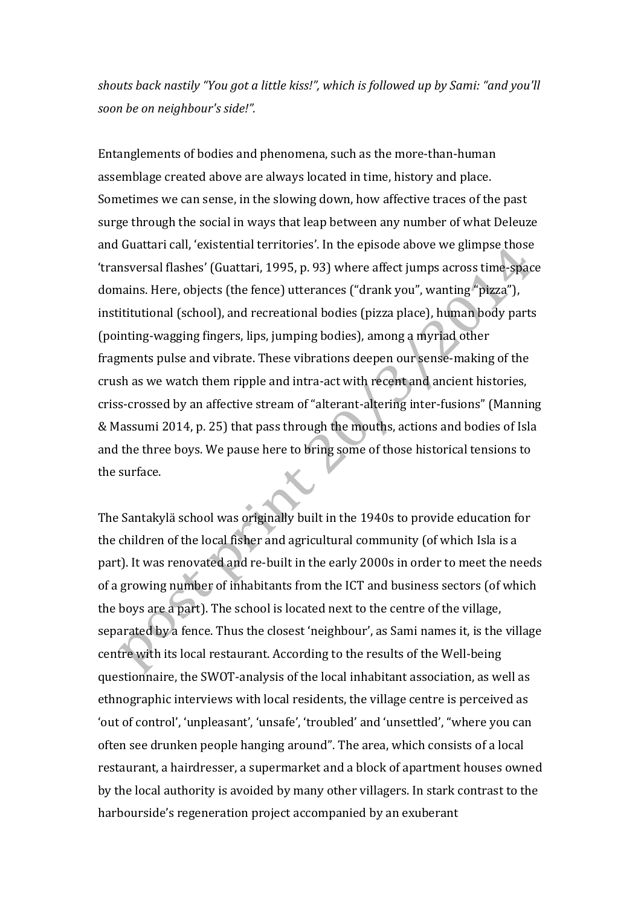*shouts back nastily "You got a little kiss!", which is followed up by Sami: "and you'll soon be on neighbour's side!".*

Entanglements of bodies and phenomena, such as the more-than-human assemblage created above are always located in time, history and place. Sometimes we can sense, in the slowing down, how affective traces of the past surge through the social in ways that leap between any number of what Deleuze and Guattari call, 'existential territories'. In the episode above we glimpse those 'transversal flashes' (Guattari, 1995, p. 93) where affect jumps across time-space domains. Here, objects (the fence) utterances ("drank you", wanting "pizza"), instititutional (school), and recreational bodies (pizza place), human body parts (pointing-wagging fingers, lips, jumping bodies), among a myriad other fragments pulse and vibrate. These vibrations deepen our sense-making of the crush as we watch them ripple and intra-act with recent and ancient histories, criss-crossed by an affective stream of "alterant-altering inter-fusions" (Manning & Massumi 2014, p. 25) that pass through the mouths, actions and bodies of Isla and the three boys. We pause here to bring some of those historical tensions to the surface.

The Santakylä school was originally built in the 1940s to provide education for the children of the local fisher and agricultural community (of which Isla is a part). It was renovated and re-built in the early 2000s in order to meet the needs of a growing number of inhabitants from the ICT and business sectors (of which the boys are a part). The school is located next to the centre of the village, separated by a fence. Thus the closest 'neighbour', as Sami names it, is the village centre with its local restaurant. According to the results of the Well-being questionnaire, the SWOT-analysis of the local inhabitant association, as well as ethnographic interviews with local residents, the village centre is perceived as 'out of control', 'unpleasant', 'unsafe', 'troubled' and 'unsettled', "where you can often see drunken people hanging around". The area, which consists of a local restaurant, a hairdresser, a supermarket and a block of apartment houses owned by the local authority is avoided by many other villagers. In stark contrast to the harbourside's regeneration project accompanied by an exuberant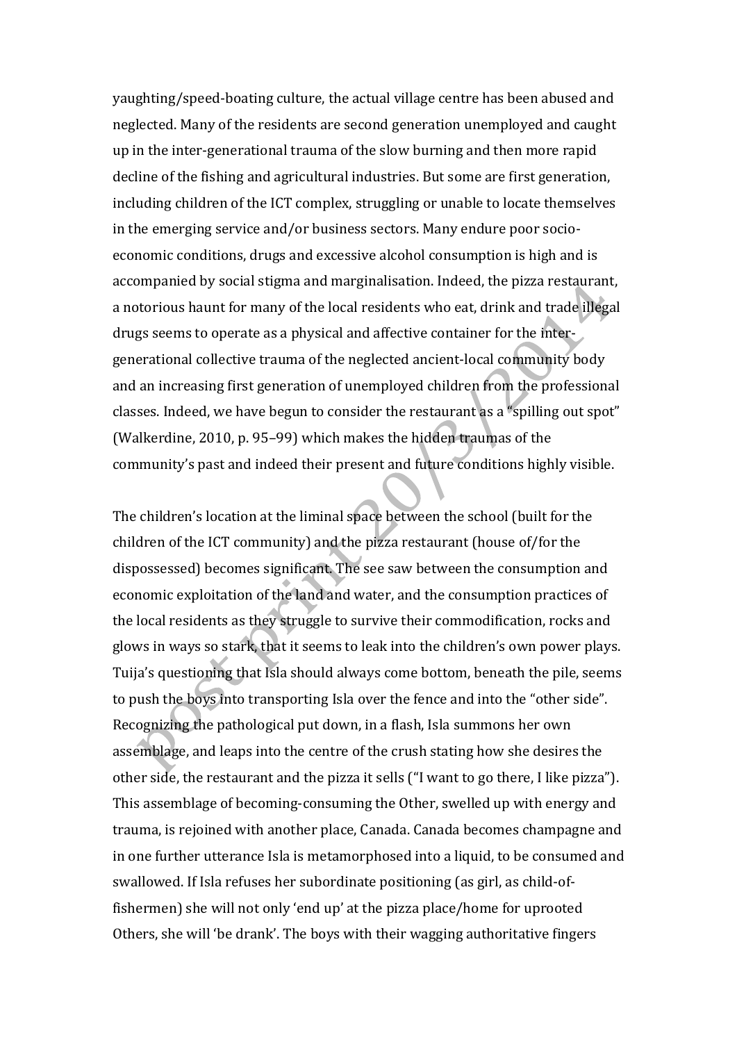yaughting/speed-boating culture, the actual village centre has been abused and neglected. Many of the residents are second generation unemployed and caught up in the inter-generational trauma of the slow burning and then more rapid decline of the fishing and agricultural industries. But some are first generation, including children of the ICT complex, struggling or unable to locate themselves in the emerging service and/or business sectors. Many endure poor socio-economic conditions, drugs and excessive alcohol consumption is high and is accompanied by social stigma and marginalisation. Indeed, the pizza restaurant, a notorious haunt for many of the local residents who eat, drink and trade illegal drugs seems to operate as a physical and affective container for the inter-generational collective trauma of the neglected ancient-local community body and an increasing first generation of unemployed children from the professional classes. Indeed, we have begun to consider the restaurant as a "spilling out spot" (Walkerdine, 2010, p. 95–99) which makes the hidden traumas of the community's past and indeed their present and future conditions highly visible.

The children's location at the liminal space between the school (built for the children of the ICT community) and the pizza restaurant (house of/for the dispossessed) becomes significant. The see saw between the consumption and economic exploitation of the land and water, and the consumption practices of the local residents as they struggle to survive their commodification, rocks and glows in ways so stark, that it seems to leak into the children's own power plays. Tuija's questioning that Isla should always come bottom, beneath the pile, seems to push the boys into transporting Isla over the fence and into the "other side". Recognizing the pathological put down, in a flash, Isla summons her own assemblage, and leaps into the centre of the crush stating how she desires the other side, the restaurant and the pizza it sells ("I want to go there, I like pizza"). This assemblage of becoming-consuming the Other, swelled up with energy and trauma, is rejoined with another place, Canada. Canada becomes champagne and in one further utterance Isla is metamorphosed into a liquid, to be consumed and swallowed. If Isla refuses her subordinate positioning (as girl, as child-of-fishermen) she will not only 'end up' at the pizza place/home for uprooted Others, she will 'be drank'. The boys with their wagging authoritative fingers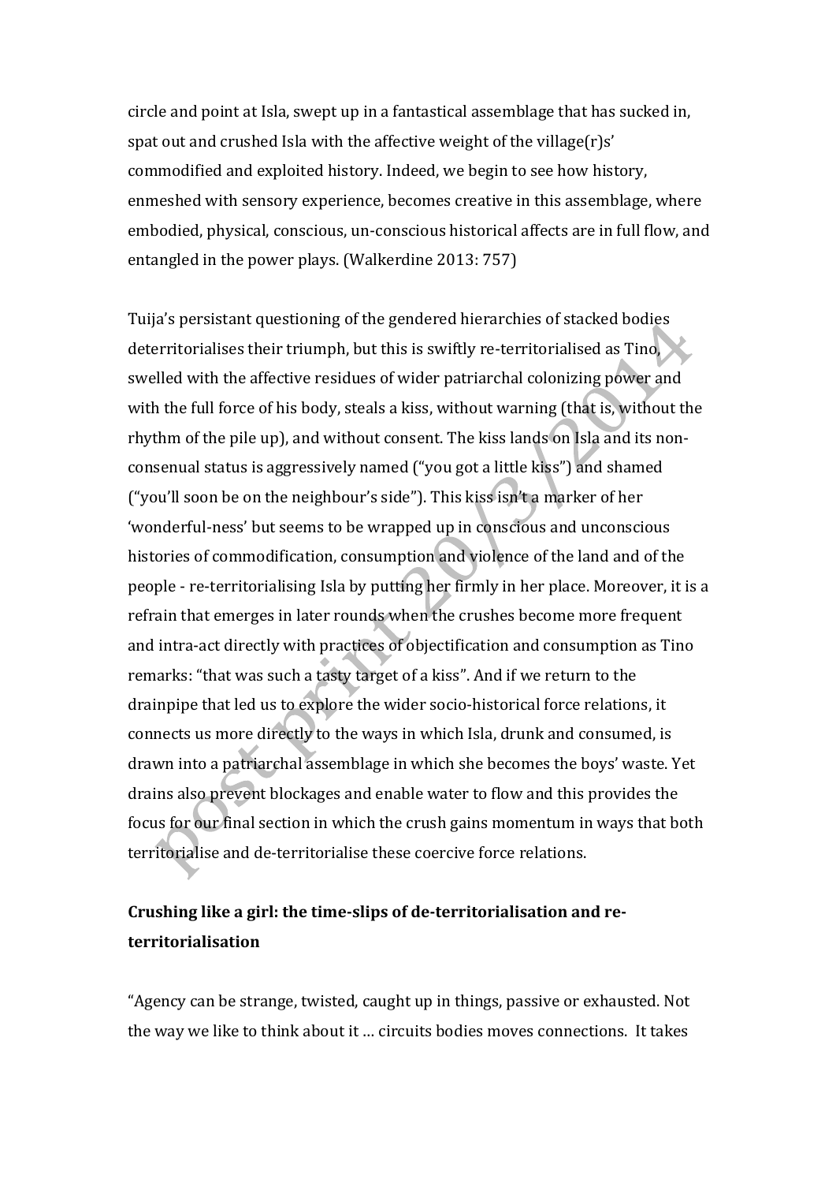circle and point at Isla, swept up in a fantastical assemblage that has sucked in, spat out and crushed Isla with the affective weight of the village(r)s' commodified and exploited history. Indeed, we begin to see how history, enmeshed with sensory experience, becomes creative in this assemblage, where embodied, physical, conscious, un-conscious historical affects are in full flow, and entangled in the power plays. (Walkerdine 2013: 757)

Tuija's persistant questioning of the gendered hierarchies of stacked bodies deterritorialises their triumph, but this is swiftly re-territorialised as Tino, swelled with the affective residues of wider patriarchal colonizing power and with the full force of his body, steals a kiss, without warning (that is, without the rhythm of the pile up), and without consent. The kiss lands on Isla and its non-consenual status is aggressively named ("you got a little kiss") and shamed ("you'll soon be on the neighbour's side"). This kiss isn't a marker of her 'wonderful-ness' but seems to be wrapped up in conscious and unconscious histories of commodification, consumption and violence of the land and of the people - re-territorialising Isla by putting her firmly in her place. Moreover, it is a refrain that emerges in later rounds when the crushes become more frequent and intra-act directly with practices of objectification and consumption as Tino remarks: "that was such a tasty target of a kiss". And if we return to the drainpipe that led us to explore the wider socio-historical force relations, it connects us more directly to the ways in which Isla, drunk and consumed, is drawn into a patriarchal assemblage in which she becomes the boys' waste. Yet drains also prevent blockages and enable water to flow and this provides the focus for our final section in which the crush gains momentum in ways that both territorialise and de-territorialise these coercive force relations.

## Crushing like a girl: the time-slips of de-territorialisation and re-territorialisation

"Agency can be strange, twisted, caught up in things, passive or exhausted. Not the way we like to think about it … circuits bodies moves connections. It takes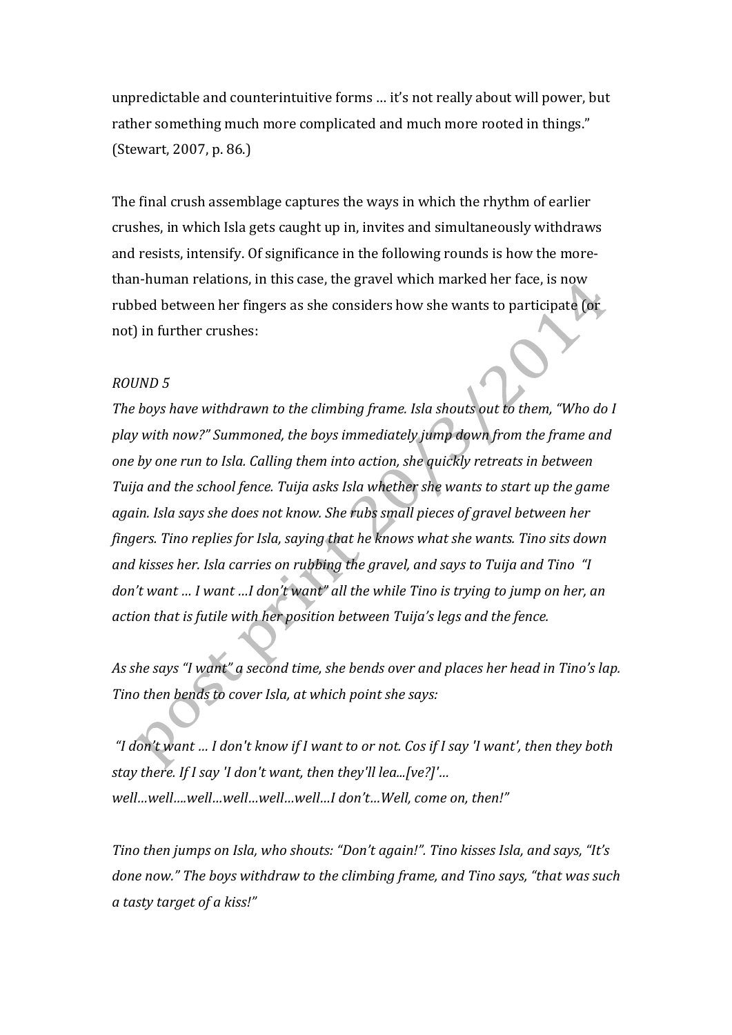unpredictable and counterintuitive forms … it's not really about will power, but rather something much more complicated and much more rooted in things." (Stewart, 2007, p. 86.)

The final crush assemblage captures the ways in which the rhythm of earlier crushes, in which Isla gets caught up in, invites and simultaneously withdraws and resists, intensify. Of significance in the following rounds is how the more-than-human relations, in this case, the gravel which marked her face, is now rubbed between her fingers as she considers how she wants to participate (or not) in further crushes:

*ROUND 5*

*The boys have withdrawn to the climbing frame. Isla shouts out to them, "Who do I play with now?" Summoned, the boys immediately jump down from the frame and one by one run to Isla. Calling them into action, she quickly retreats in between Tuija and the school fence. Tuija asks Isla whether she wants to start up the game again. Isla says she does not know. She rubs small pieces of gravel between her fingers. Tino replies for Isla, saying that he knows what she wants. Tino sits down and kisses her. Isla carries on rubbing the gravel, and says to Tuija and Tino "I don't want … I want …I don't want" all the while Tino is trying to jump on her, an action that is futile with her position between Tuija's legs and the fence.*

*As she says "I want" a second time, she bends over and places her head in Tino's lap. Tino then bends to cover Isla, at which point she says:*

*"I don't want … I don't know if I want to or not. Cos if I say 'I want', then they both stay there. If I say 'I don't want, then they'll lea...[ve?]'… well…well….well…well…well…well…I don't…Well, come on, then!"*

*Tino then jumps on Isla, who shouts: "Don't again!". Tino kisses Isla, and says, "It's done now." The boys withdraw to the climbing frame, and Tino says, "that was such a tasty target of a kiss!"*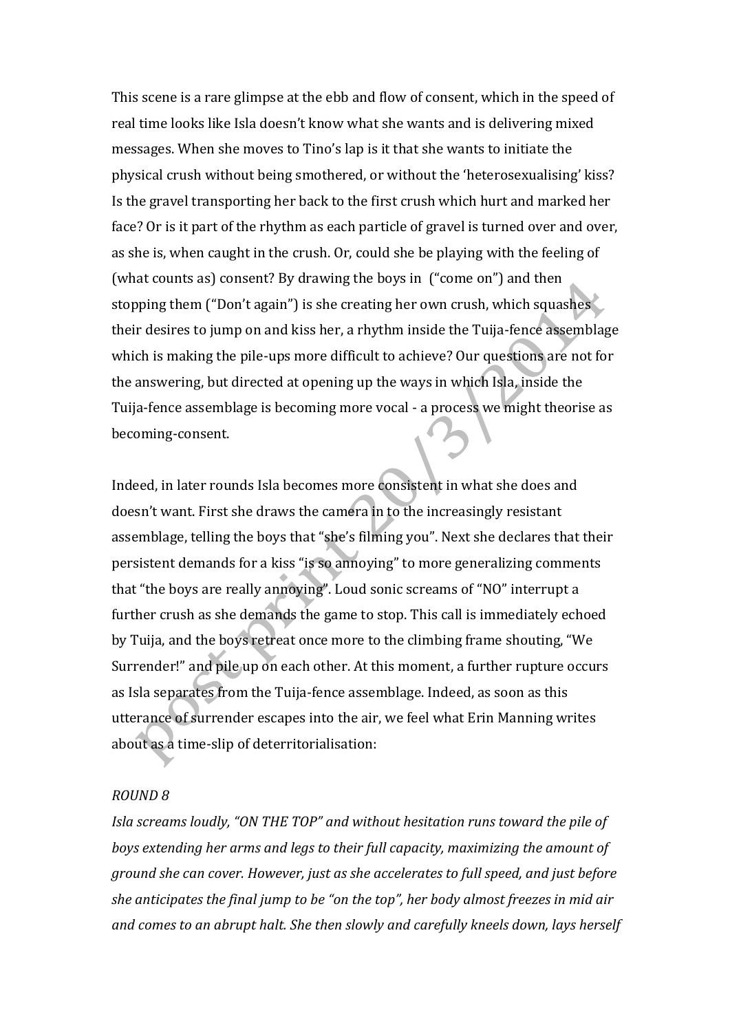This scene is a rare glimpse at the ebb and flow of consent, which in the speed of real time looks like Isla doesn't know what she wants and is delivering mixed messages. When she moves to Tino's lap is it that she wants to initiate the physical crush without being smothered, or without the 'heterosexualising' kiss? Is the gravel transporting her back to the first crush which hurt and marked her face? Or is it part of the rhythm as each particle of gravel is turned over and over, as she is, when caught in the crush. Or, could she be playing with the feeling of (what counts as) consent? By drawing the boys in ("come on") and then stopping them ("Don't again") is she creating her own crush, which squashes their desires to jump on and kiss her, a rhythm inside the Tuija-fence assemblage which is making the pile-ups more difficult to achieve? Our questions are not for the answering, but directed at opening up the ways in which Isla, inside the Tuija-fence assemblage is becoming more vocal - a process we might theorise as becoming-consent.

Indeed, in later rounds Isla becomes more consistent in what she does and doesn't want. First she draws the camera in to the increasingly resistant assemblage, telling the boys that "she's filming you". Next she declares that their persistent demands for a kiss "is so annoying" to more generalizing comments that "the boys are really annoying". Loud sonic screams of "NO" interrupt a further crush as she demands the game to stop. This call is immediately echoed by Tuija, and the boys retreat once more to the climbing frame shouting, "We Surrender!" and pile up on each other. At this moment, a further rupture occurs as Isla separates from the Tuija-fence assemblage. Indeed, as soon as this utterance of surrender escapes into the air, we feel what Erin Manning writes about as a time-slip of deterritorialisation:

*ROUND 8*

*Isla screams loudly, "ON THE TOP" and without hesitation runs toward the pile of boys extending her arms and legs to their full capacity, maximizing the amount of ground she can cover. However, just as she accelerates to full speed, and just before she anticipates the final jump to be "on the top", her body almost freezes in mid air and comes to an abrupt halt. She then slowly and carefully kneels down, lays herself*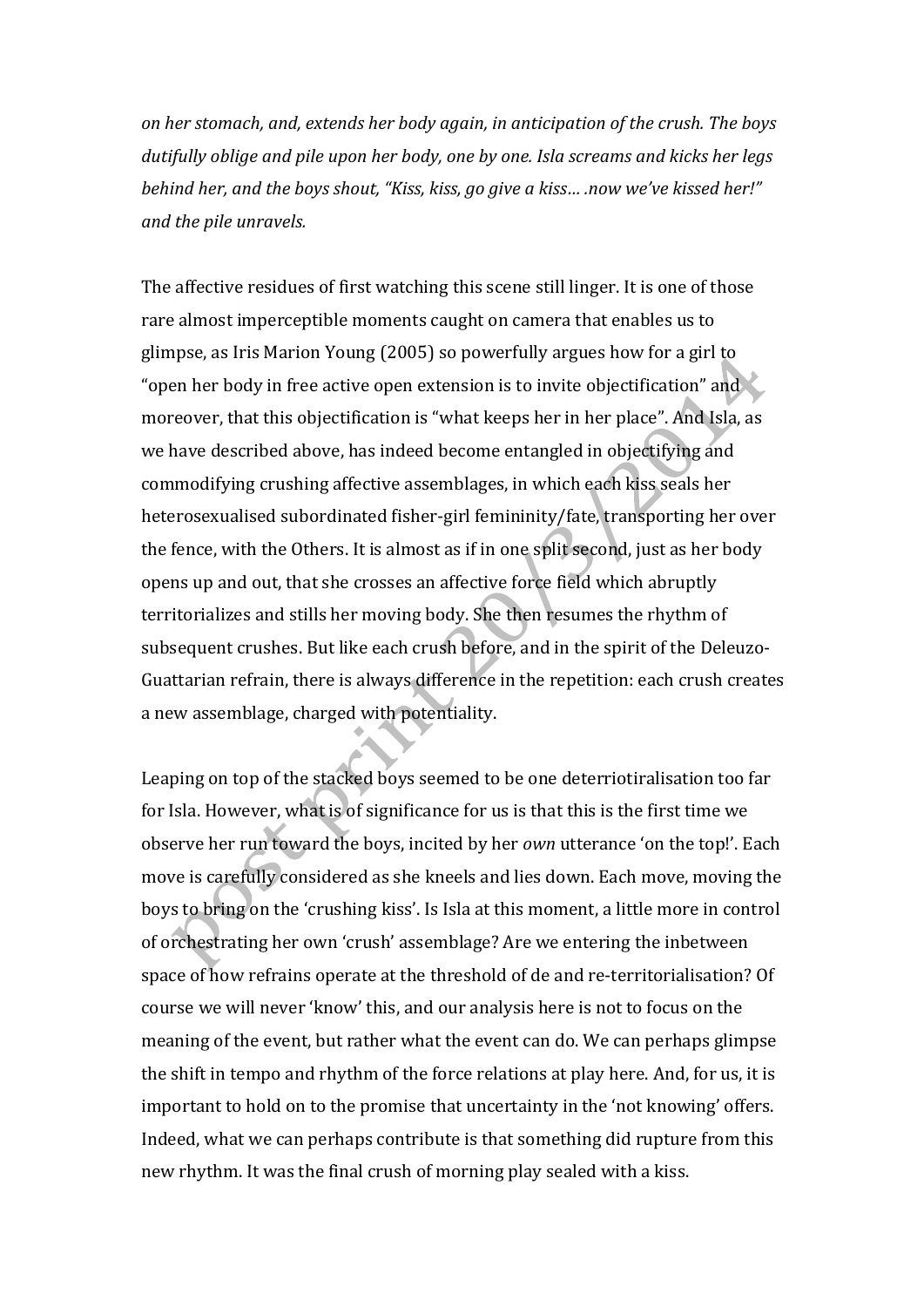*on her stomach, and, extends her body again, in anticipation of the crush. The boys dutifully oblige and pile upon her body, one by one. Isla screams and kicks her legs behind her, and the boys shout, "Kiss, kiss, go give a kiss… .now we've kissed her!" and the pile unravels.*

The affective residues of first watching this scene still linger. It is one of those rare almost imperceptible moments caught on camera that enables us to glimpse, as Iris Marion Young (2005) so powerfully argues how for a girl to "open her body in free active open extension is to invite objectification" and moreover, that this objectification is "what keeps her in her place". And Isla, as we have described above, has indeed become entangled in objectifying and commodifying crushing affective assemblages, in which each kiss seals her heterosexualised subordinated fisher-girl femininity/fate, transporting her over the fence, with the Others. It is almost as if in one split second, just as her body opens up and out, that she crosses an affective force field which abruptly territorializes and stills her moving body. She then resumes the rhythm of subsequent crushes. But like each crush before, and in the spirit of the Deleuzo-Guattarian refrain, there is always difference in the repetition: each crush creates a new assemblage, charged with potentiality.

Leaping on top of the stacked boys seemed to be one deterriotiralisation too far for Isla. However, what is of significance for us is that this is the first time we observe her run toward the boys, incited by her *own* utterance 'on the top!'. Each move is carefully considered as she kneels and lies down. Each move, moving the boys to bring on the 'crushing kiss'. Is Isla at this moment, a little more in control of orchestrating her own 'crush' assemblage? Are we entering the inbetween space of how refrains operate at the threshold of de and re-territorialisation? Of course we will never 'know' this, and our analysis here is not to focus on the meaning of the event, but rather what the event can do. We can perhaps glimpse the shift in tempo and rhythm of the force relations at play here. And, for us, it is important to hold on to the promise that uncertainty in the 'not knowing' offers. Indeed, what we can perhaps contribute is that something did rupture from this new rhythm. It was the final crush of morning play sealed with a kiss.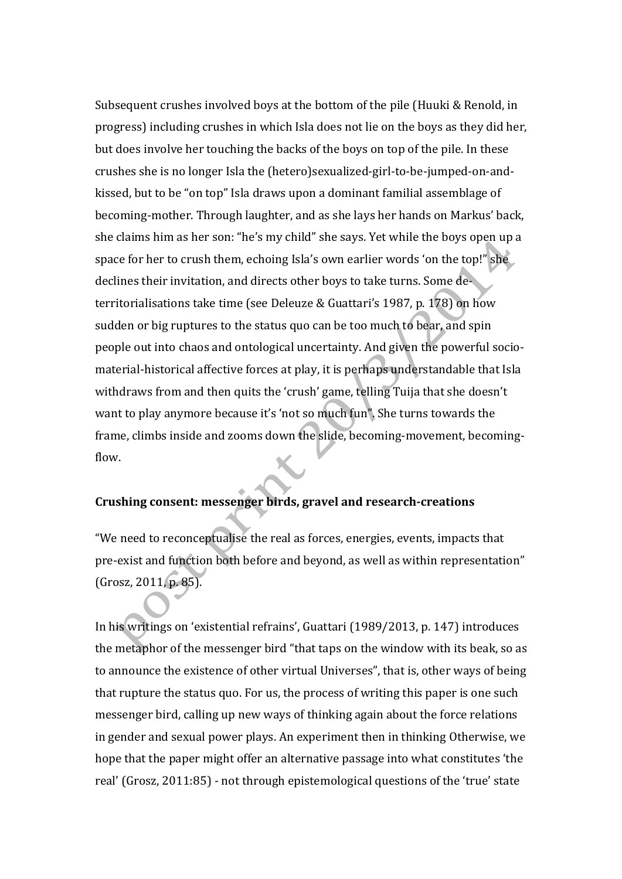Subsequent crushes involved boys at the bottom of the pile (Huuki & Renold, in progress) including crushes in which Isla does not lie on the boys as they did her, but does involve her touching the backs of the boys on top of the pile. In these crushes she is no longer Isla the (hetero)sexualized-girl-to-be-jumped-on-and-kissed, but to be "on top" Isla draws upon a dominant familial assemblage of becoming-mother. Through laughter, and as she lays her hands on Markus' back, she claims him as her son: "he's my child" she says. Yet while the boys open up a space for her to crush them, echoing Isla's own earlier words 'on the top!" she declines their invitation, and directs other boys to take turns. Some de-territorialisations take time (see Deleuze & Guattari's 1987, p. 178) on how sudden or big ruptures to the status quo can be too much to bear, and spin people out into chaos and ontological uncertainty. And given the powerful socio-material-historical affective forces at play, it is perhaps understandable that Isla withdraws from and then quits the 'crush' game, telling Tuija that she doesn't want to play anymore because it's 'not so much fun". She turns towards the frame, climbs inside and zooms down the slide, becoming-movement, becoming-flow.

**Crushing consent: messenger birds, gravel and research-creations**

"We need to reconceptualise the real as forces, energies, events, impacts that pre-exist and function both before and beyond, as well as within representation" (Grosz, 2011, p. 85).

In his writings on 'existential refrains', Guattari (1989/2013, p. 147) introduces the metaphor of the messenger bird "that taps on the window with its beak, so as to announce the existence of other virtual Universes", that is, other ways of being that rupture the status quo. For us, the process of writing this paper is one such messenger bird, calling up new ways of thinking again about the force relations in gender and sexual power plays. An experiment then in thinking Otherwise, we hope that the paper might offer an alternative passage into what constitutes 'the real' (Grosz, 2011:85) - not through epistemological questions of the 'true' state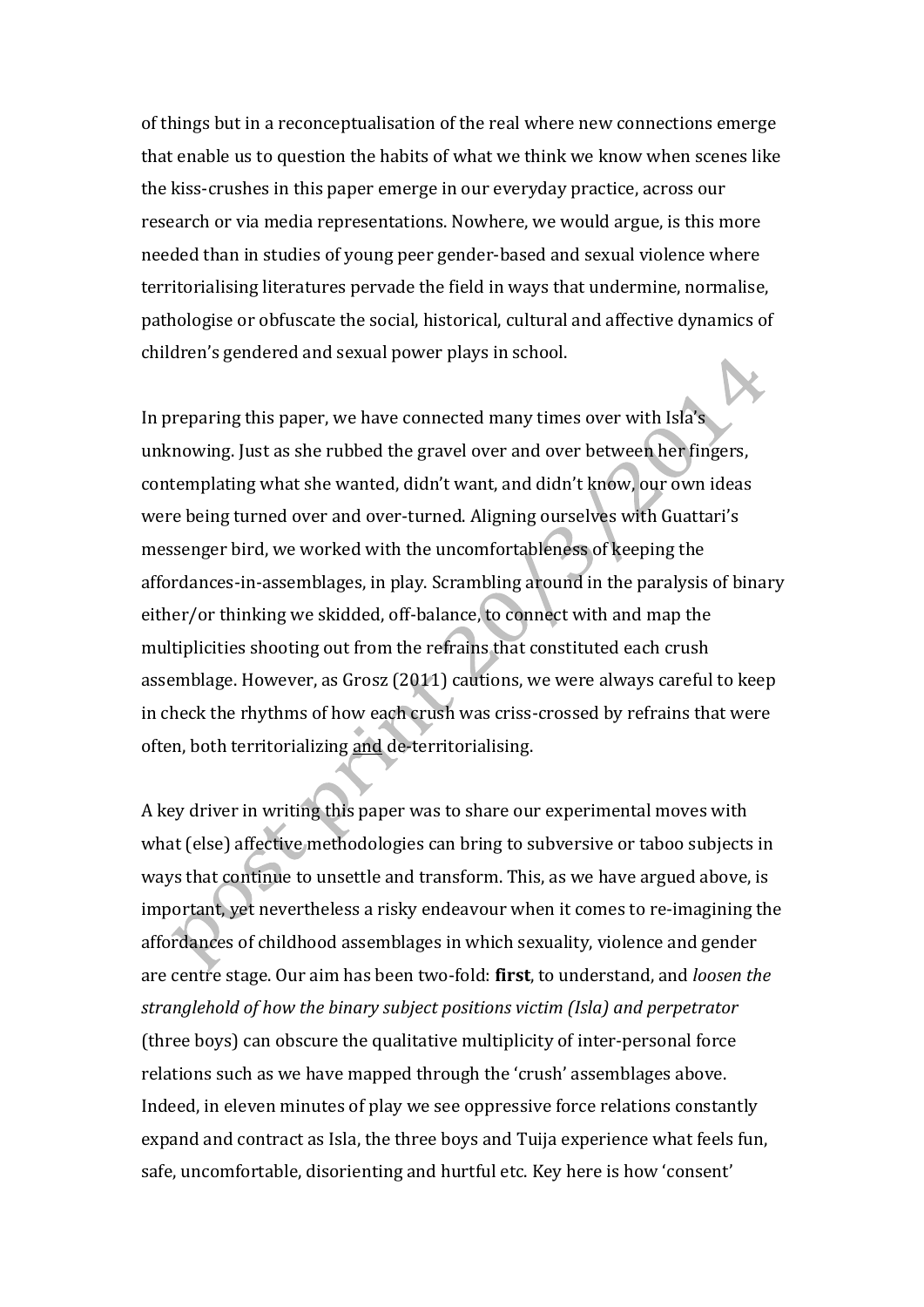of things but in a reconceptualisation of the real where new connections emerge that enable us to question the habits of what we think we know when scenes like the kiss-crushes in this paper emerge in our everyday practice, across our research or via media representations. Nowhere, we would argue, is this more needed than in studies of young peer gender-based and sexual violence where territorialising literatures pervade the field in ways that undermine, normalise, pathologise or obfuscate the social, historical, cultural and affective dynamics of children's gendered and sexual power plays in school.

In preparing this paper, we have connected many times over with Isla's unknowing. Just as she rubbed the gravel over and over between her fingers, contemplating what she wanted, didn't want, and didn't know, our own ideas were being turned over and over-turned. Aligning ourselves with Guattari's messenger bird, we worked with the uncomfortableness of keeping the affordances-in-assemblages, in play. Scrambling around in the paralysis of binary either/or thinking we skidded, off-balance, to connect with and map the multiplicities shooting out from the refrains that constituted each crush assemblage. However, as Grosz (2011) cautions, we were always careful to keep in check the rhythms of how each crush was criss-crossed by refrains that were often, both territorializing <u>and</u> de-territorialising.

A key driver in writing this paper was to share our experimental moves with what (else) affective methodologies can bring to subversive or taboo subjects in ways that continue to unsettle and transform. This, as we have argued above, is important, yet nevertheless a risky endeavour when it comes to re-imagining the affordances of childhood assemblages in which sexuality, violence and gender are centre stage. Our aim has been two-fold: **first**, to understand, and *loosen the stranglehold of how the binary subject positions victim (Isla) and perpetrator* (three boys) can obscure the qualitative multiplicity of inter-personal force relations such as we have mapped through the 'crush' assemblages above. Indeed, in eleven minutes of play we see oppressive force relations constantly expand and contract as Isla, the three boys and Tuija experience what feels fun, safe, uncomfortable, disorienting and hurtful etc. Key here is how 'consent'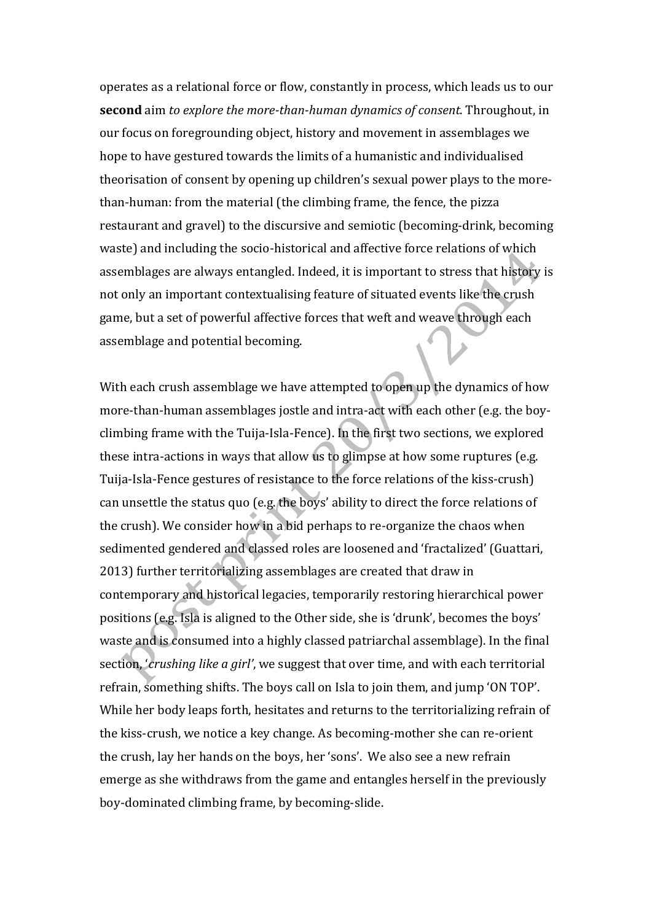operates as a relational force or flow, constantly in process, which leads us to our **second** aim *to explore the more-than-human dynamics of consent*. Throughout, in our focus on foregrounding object, history and movement in assemblages we hope to have gestured towards the limits of a humanistic and individualised theorisation of consent by opening up children's sexual power plays to the more-than-human: from the material (the climbing frame, the fence, the pizza restaurant and gravel) to the discursive and semiotic (becoming-drink, becoming waste) and including the socio-historical and affective force relations of which assemblages are always entangled. Indeed, it is important to stress that history is not only an important contextualising feature of situated events like the crush game, but a set of powerful affective forces that weft and weave through each assemblage and potential becoming.

With each crush assemblage we have attempted to open up the dynamics of how more-than-human assemblages jostle and intra-act with each other (e.g. the boy-climbing frame with the Tuija-Isla-Fence). In the first two sections, we explored these intra-actions in ways that allow us to glimpse at how some ruptures (e.g. Tuija-Isla-Fence gestures of resistance to the force relations of the kiss-crush) can unsettle the status quo (e.g. the boys' ability to direct the force relations of the crush). We consider how in a bid perhaps to re-organize the chaos when sedimented gendered and classed roles are loosened and 'fractalized' (Guattari, 2013) further territorializing assemblages are created that draw in contemporary and historical legacies, temporarily restoring hierarchical power positions (e.g. Isla is aligned to the Other side, she is 'drunk', becomes the boys' waste and is consumed into a highly classed patriarchal assemblage). In the final section, '*crushing like a girl*', we suggest that over time, and with each territorial refrain, something shifts. The boys call on Isla to join them, and jump 'ON TOP'. While her body leaps forth, hesitates and returns to the territorializing refrain of the kiss-crush, we notice a key change. As becoming-mother she can re-orient the crush, lay her hands on the boys, her 'sons'. We also see a new refrain emerge as she withdraws from the game and entangles herself in the previously boy-dominated climbing frame, by becoming-slide.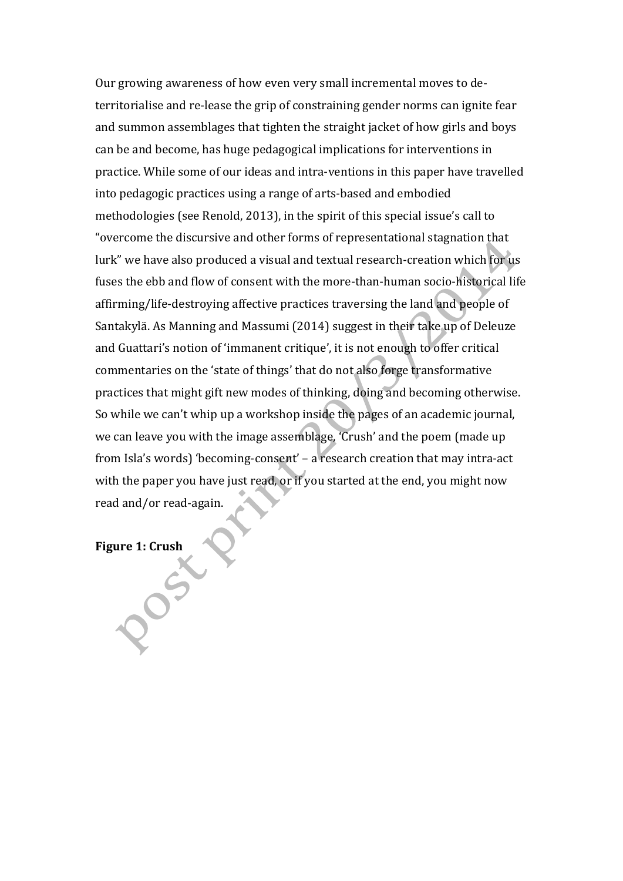Our growing awareness of how even very small incremental moves to de-territorialise and re-lease the grip of constraining gender norms can ignite fear and summon assemblages that tighten the straight jacket of how girls and boys can be and become, has huge pedagogical implications for interventions in practice. While some of our ideas and intra-ventions in this paper have travelled into pedagogic practices using a range of arts-based and embodied methodologies (see Renold, 2013), in the spirit of this special issue's call to "overcome the discursive and other forms of representational stagnation that lurk" we have also produced a visual and textual research-creation which for us fuses the ebb and flow of consent with the more-than-human socio-historical life affirming/life-destroying affective practices traversing the land and people of Santakylä. As Manning and Massumi (2014) suggest in their take up of Deleuze and Guattari's notion of 'immanent critique', it is not enough to offer critical commentaries on the 'state of things' that do not also forge transformative practices that might gift new modes of thinking, doing and becoming otherwise. So while we can't whip up a workshop inside the pages of an academic journal, we can leave you with the image assemblage, 'Crush' and the poem (made up from Isla's words) 'becoming-consent' – a research creation that may intra-act with the paper you have just read, or if you started at the end, you might now read and/or read-again.

**Figure 1: Crush**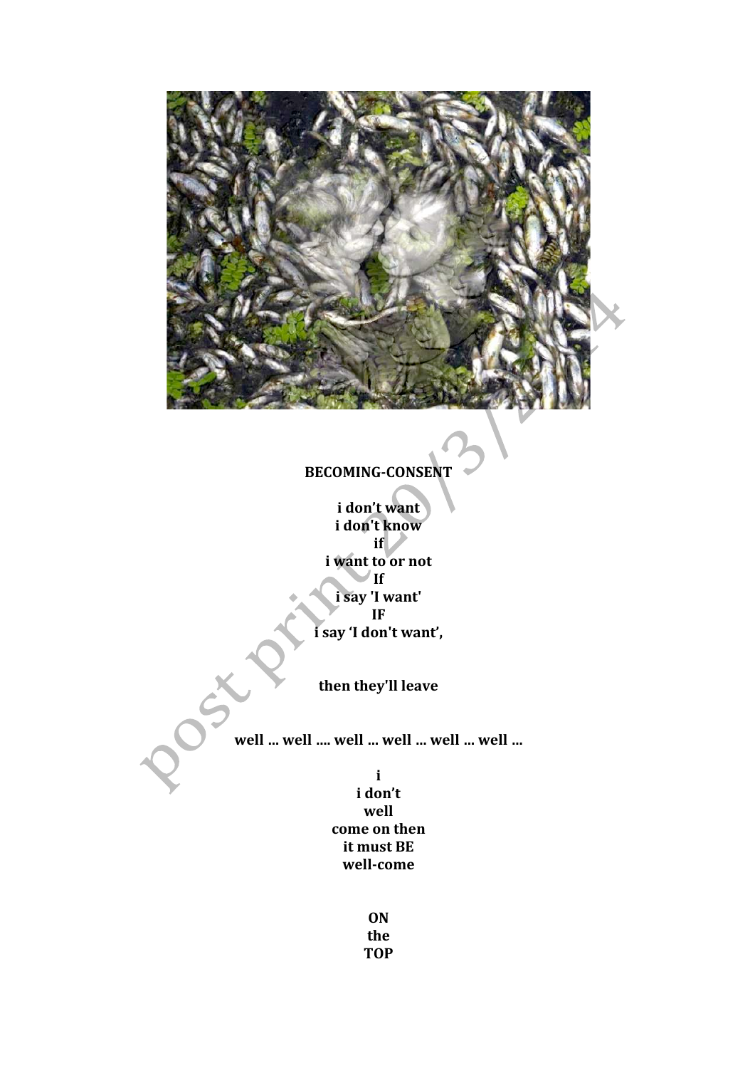**BECOMING-CONSENT**

**i don't want**
**i don't know**
**if**
**i want to or not**
**If**
**i say 'I want'**
**IF**
**i say 'I don't want',**

**then they'll leave**

**well ... well .... well ... well ... well ... well ...**

**i**
**i don't**
**well**
**come on then**
**it must BE**
**well-come**

**ON**
**the**
**TOP**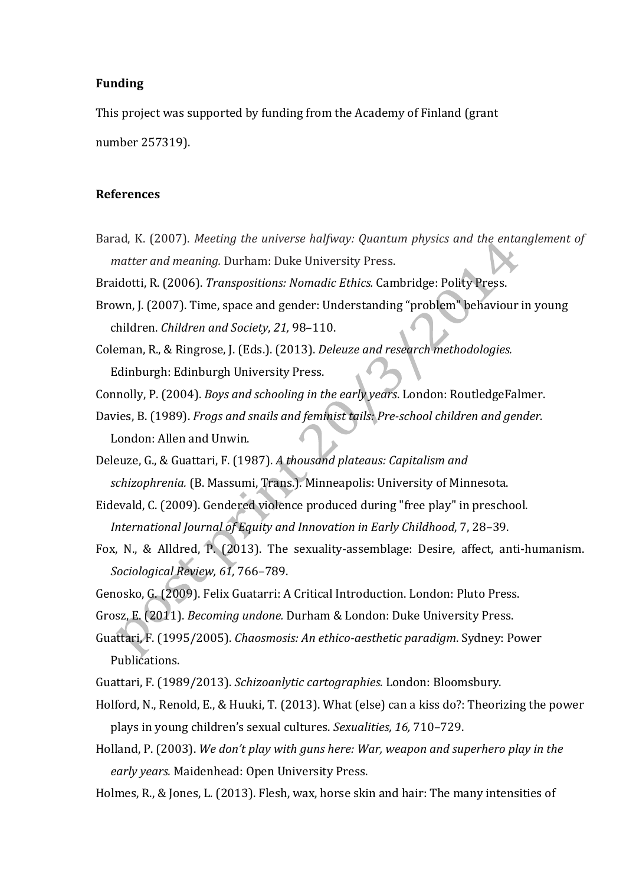**Funding**

This project was supported by funding from the Academy of Finland (grant number 257319).

**References**

Barad, K. (2007). *Meeting the universe halfway: Quantum physics and the entanglement of matter and meaning.* Durham: Duke University Press.

Braidotti, R. (2006). *Transpositions: Nomadic Ethics.* Cambridge: Polity Press.

Brown, J. (2007). Time, space and gender: Understanding "problem" behaviour in young children. *Children and Society*, *21,* 98–110.

Coleman, R., & Ringrose, J. (Eds.). (2013). *Deleuze and research methodologies.* Edinburgh: Edinburgh University Press.

Connolly, P. (2004). *Boys and schooling in the early years*. London: RoutledgeFalmer.

Davies, B. (1989). *Frogs and snails and feminist tails: Pre-school children and gender.* London: Allen and Unwin.

Deleuze, G., & Guattari, F. (1987). *A thousand plateaus: Capitalism and schizophrenia.* (B. Massumi, Trans.). Minneapolis: University of Minnesota.

Eidevald, C. (2009). Gendered violence produced during "free play" in preschool. *International Journal of Equity and Innovation in Early Childhood*, 7, 28–39.

Fox, N., & Alldred, P. (2013). The sexuality-assemblage: Desire, affect, anti-humanism. *Sociological Review, 61,* 766–789.

Genosko, G. (2009). Felix Guatarri: A Critical Introduction. London: Pluto Press.

Grosz, E. (2011). *Becoming undone.* Durham & London: Duke University Press.

Guattari, F. (1995/2005). *Chaosmosis: An ethico-aesthetic paradigm*. Sydney: Power Publications.

Guattari, F. (1989/2013). *Schizoanlytic cartographies*. London: Bloomsbury.

Holford, N., Renold, E., & Huuki, T. (2013). What (else) can a kiss do?: Theorizing the power plays in young children's sexual cultures. *Sexualities, 16,* 710–729.

Holland, P. (2003). *We don't play with guns here: War, weapon and superhero play in the early years.* Maidenhead: Open University Press.

Holmes, R., & Jones, L. (2013). Flesh, wax, horse skin and hair: The many intensities of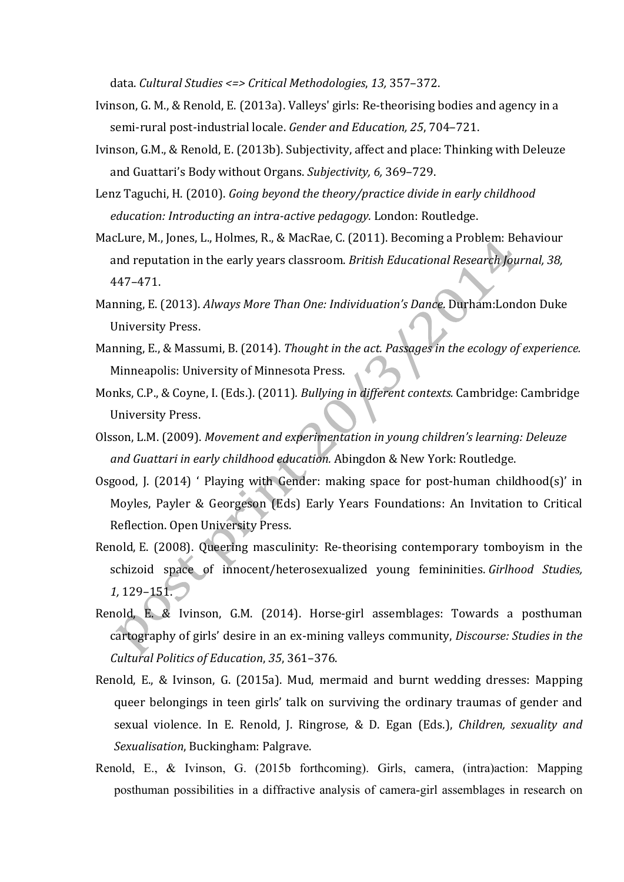data. *Cultural Studies <=> Critical Methodologies*, *13,* 357–372.

Ivinson, G. M., & Renold, E. (2013a). Valleys' girls: Re-theorising bodies and agency in a semi-rural post-industrial locale. *Gender and Education, 25*, 704–721.

Ivinson, G.M., & Renold, E. (2013b). Subjectivity, affect and place: Thinking with Deleuze and Guattari's Body without Organs. *Subjectivity, 6,* 369–729.

Lenz Taguchi, H. (2010). *Going beyond the theory/practice divide in early childhood education: Introducting an intra-active pedagogy.* London: Routledge.

MacLure, M., Jones, L., Holmes, R., & MacRae, C. (2011). Becoming a Problem: Behaviour and reputation in the early years classroom. *British Educational Research Journal, 38,* 447–471.

Manning, E. (2013). *Always More Than One: Individuation's Dance.* Durham:London Duke University Press.

Manning, E., & Massumi, B. (2014). *Thought in the act. Passages in the ecology of experience.* Minneapolis: University of Minnesota Press.

Monks, C.P., & Coyne, I. (Eds.). (2011). *Bullying in different contexts.* Cambridge: Cambridge University Press.

Olsson, L.M. (2009). *Movement and experimentation in young children's learning: Deleuze and Guattari in early childhood education.* Abingdon & New York: Routledge.

Osgood, J. (2014) ' Playing with Gender: making space for post-human childhood(s)' in Moyles, Payler & Georgeson (Eds) Early Years Foundations: An Invitation to Critical Reflection. Open University Press.

Renold, E. (2008). Queering masculinity: Re-theorising contemporary tomboyism in the schizoid space of innocent/heterosexualized young femininities. *Girlhood Studies, 1,* 129–151.

Renold, E. & Ivinson, G.M. (2014). Horse-girl assemblages: Towards a posthuman cartography of girls' desire in an ex-mining valleys community, *Discourse: Studies in the Cultural Politics of Education*, *35*, 361–376.

Renold, E., & Ivinson, G. (2015a). Mud, mermaid and burnt wedding dresses: Mapping queer belongings in teen girls' talk on surviving the ordinary traumas of gender and sexual violence. In E. Renold, J. Ringrose, & D. Egan (Eds.), *Children, sexuality and Sexualisation*, Buckingham: Palgrave.

Renold, E., & Ivinson, G. (2015b forthcoming). Girls, camera, (intra)action: Mapping posthuman possibilities in a diffractive analysis of camera-girl assemblages in research on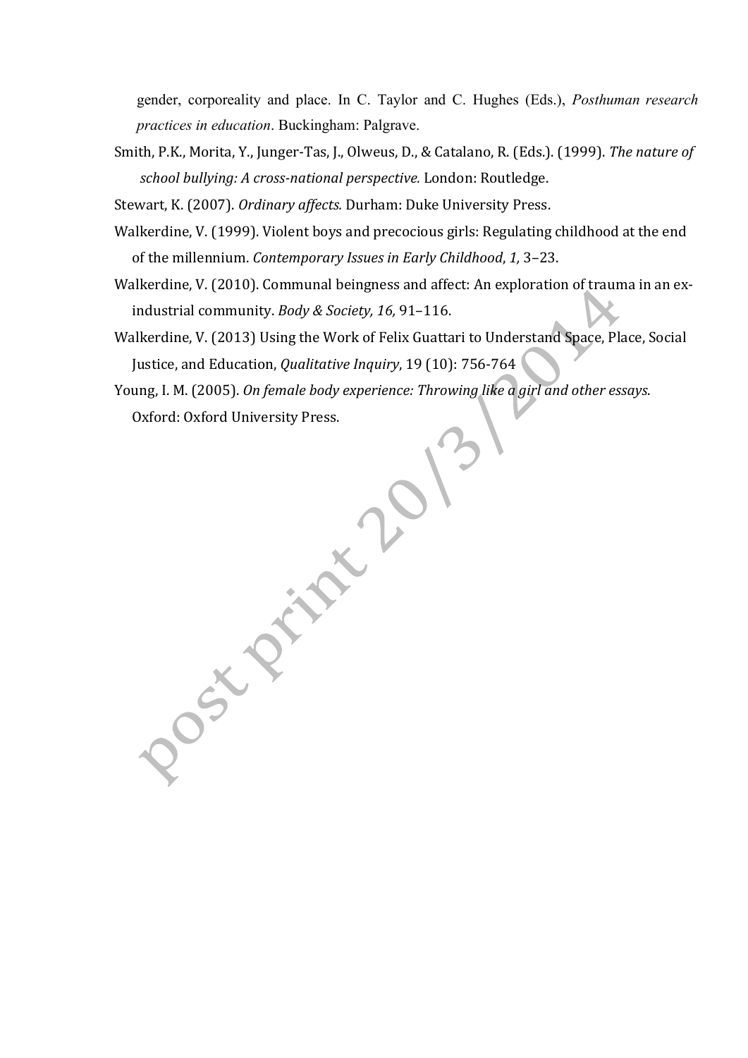gender, corporeality and place. In C. Taylor and C. Hughes (Eds.), *Posthuman research practices in education*. Buckingham: Palgrave.

Smith, P.K., Morita, Y., Junger-Tas, J., Olweus, D., & Catalano, R. (Eds.). (1999). *The nature of school bullying: A cross-national perspective.* London: Routledge.

Stewart, K. (2007). *Ordinary affects.* Durham: Duke University Press.

Walkerdine, V. (1999). Violent boys and precocious girls: Regulating childhood at the end of the millennium. *Contemporary Issues in Early Childhood*, *1,* 3–23.

Walkerdine, V. (2010). Communal beingness and affect: An exploration of trauma in an ex-industrial community. *Body & Society, 16,* 91–116.

Walkerdine, V. (2013) Using the Work of Felix Guattari to Understand Space, Place, Social Justice, and Education, *Qualitative Inquiry*, 19 (10): 756-764

Young, I. M. (2005). *On female body experience: Throwing like a girl and other essays*. Oxford: Oxford University Press.

post print 20/3/2014